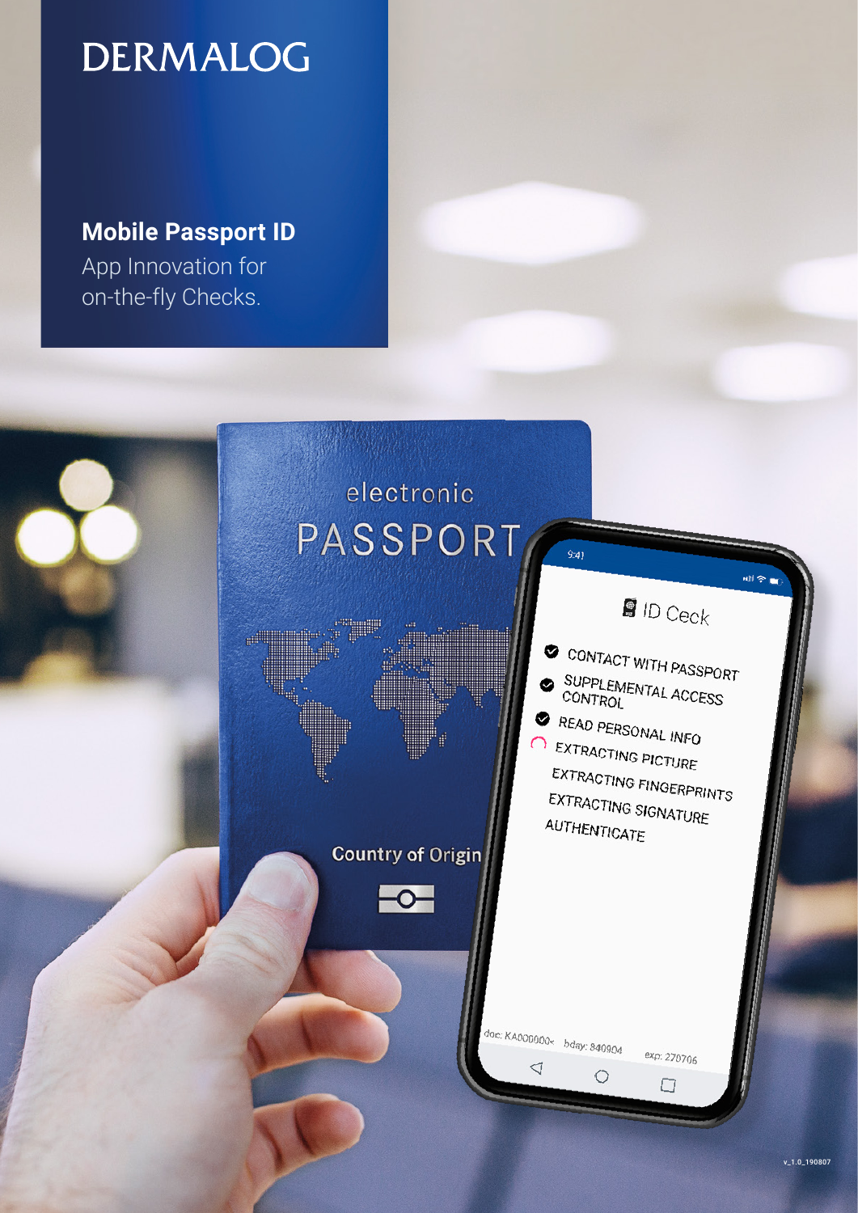# DERMALOG

**Mobile Passport ID**

App Innovation for on-the-fly Checks.

v_1.0_190807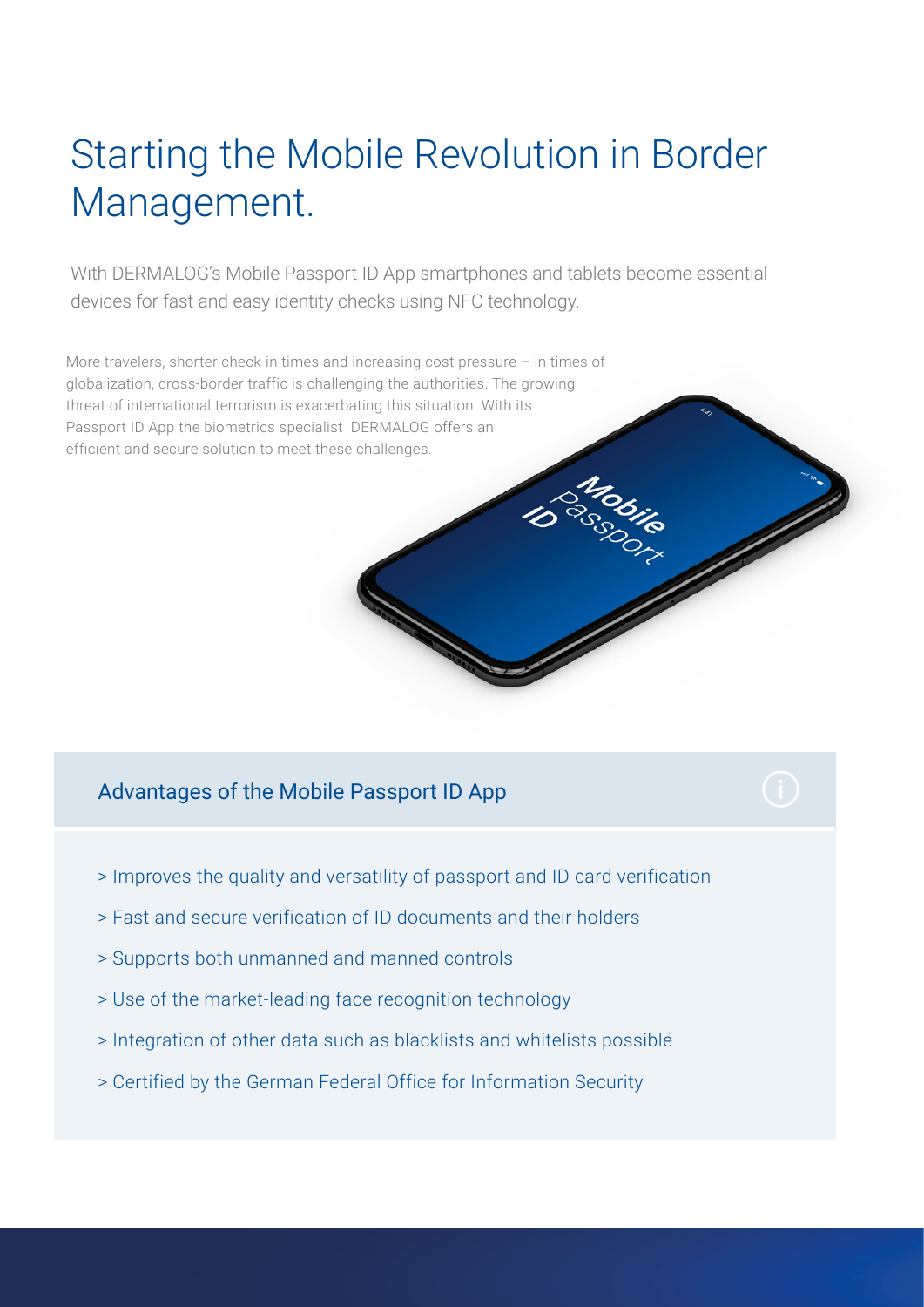# Starting the Mobile Revolution in Border Management.

With DERMALOG's Mobile Passport ID App smartphones and tablets become essential devices for fast and easy identity checks using NFC technology.

More travelers, shorter check-in times and increasing cost pressure – in times of globalization, cross-border traffic is challenging the authorities. The growing threat of international terrorism is exacerbating this situation. With its Passport ID App the biometrics specialist DERMALOG offers an efficient and secure solution to meet these challenges.

## Advantages of the Mobile Passport ID App

> Improves the quality and versatility of passport and ID card verification

> Fast and secure verification of ID documents and their holders

> Supports both unmanned and manned controls

> Use of the market-leading face recognition technology

> Integration of other data such as blacklists and whitelists possible

> Certified by the German Federal Office for Information Security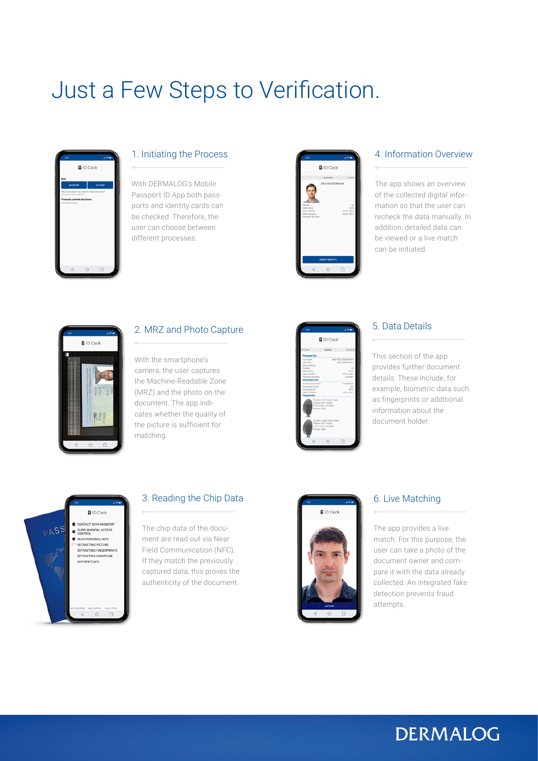# Just a Few Steps to Verification.

## 1. Initiating the Process

With DERMALOG's Mobile Passport ID App both passports and identity cards can be checked. Therefore, the user can choose between different processes.

## 2. MRZ and Photo Capture

With the smartphone's camera, the user captures the Machine-Readable Zone (MRZ) and the photo on the document. The app indicates whether the quality of the picture is sufficient for matching.

## 3. Reading the Chip Data

The chip data of the document are read out via Near Field Communication (NFC). If they match the previously captured data, this proves the authenticity of the document.

## 4. Information Overview

The app shows an overview of the collected digital information so that the user can recheck the data manually. In addition, detailed data can be viewed or a live match can be initiated.

## 5. Data Details

This section of the app provides further document details. These include, for example, biometric data such as fingerprints or additional information about the document holder.

## 6. Live Matching

The app provides a live match. For this purpose, the user can take a photo of the document owner and compare it with the data already collected. An integrated fake detection prevents fraud attempts.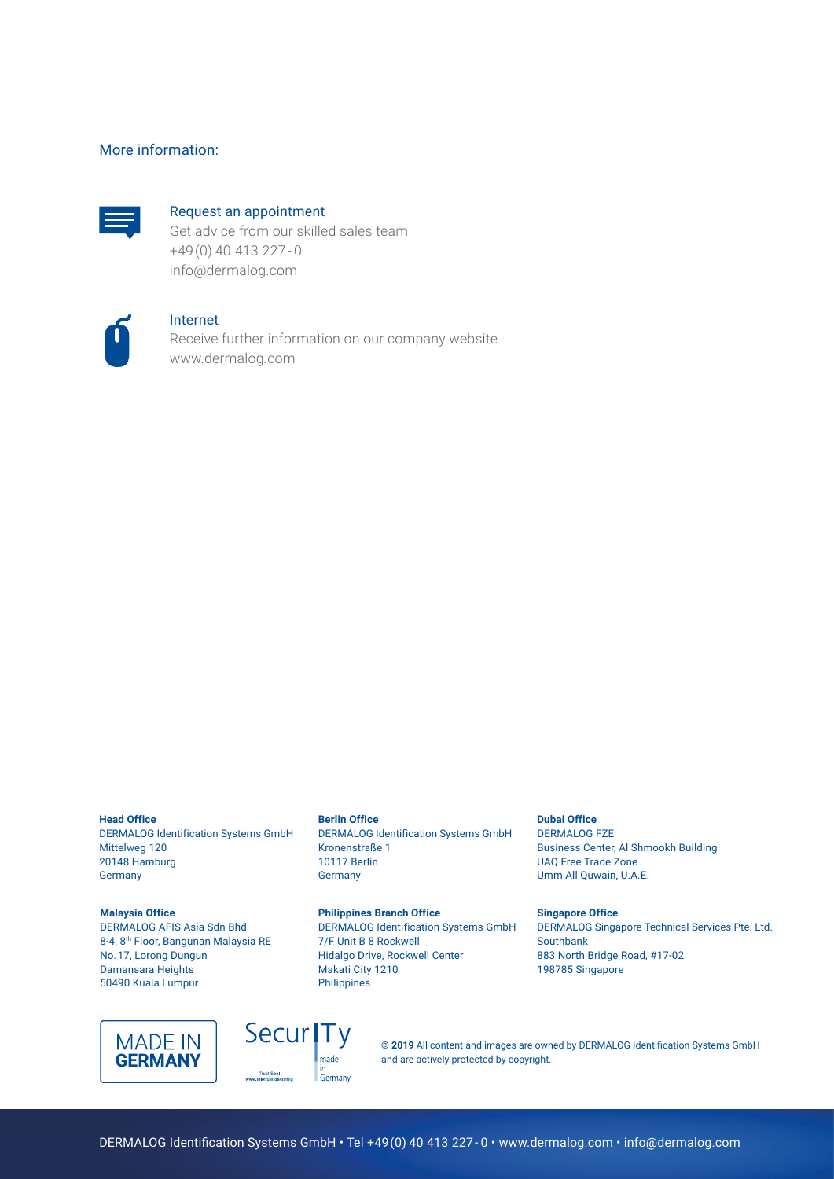## More information:

### Request an appointment

Get advice from our skilled sales team
+49 (0) 40 413 227 - 0
info@dermalog.com

### Internet

Receive further information on our company website
www.dermalog.com

**Head Office**
DERMALOG Identification Systems GmbH
Mittelweg 120
20148 Hamburg
Germany

**Berlin Office**
DERMALOG Identification Systems GmbH
Kronenstraße 1
10117 Berlin
Germany

**Dubai Office**
DERMALOG FZE
Business Center, Al Shmookh Building
UAQ Free Trade Zone
Umm All Quwain, U.A.E.

**Malaysia Office**
DERMALOG AFIS Asia Sdn Bhd
8-4, 8th Floor, Bangunan Malaysia RE
No. 17, Lorong Dungun
Damansara Heights
50490 Kuala Lumpur

**Philippines Branch Office**
DERMALOG Identification Systems GmbH
7/F Unit B 8 Rockwell
Hidalgo Drive, Rockwell Center
Makati City 1210
Philippines

**Singapore Office**
DERMALOG Singapore Technical Services Pte. Ltd.
Southbank
883 North Bridge Road, #17-02
198785 Singapore

MADE IN **GERMANY**

SecurITy made in Germany

© **2019** All content and images are owned by DERMALOG Identification Systems GmbH and are actively protected by copyright.

DERMALOG Identification Systems GmbH • Tel +49 (0) 40 413 227 - 0 • www.dermalog.com • info@dermalog.com